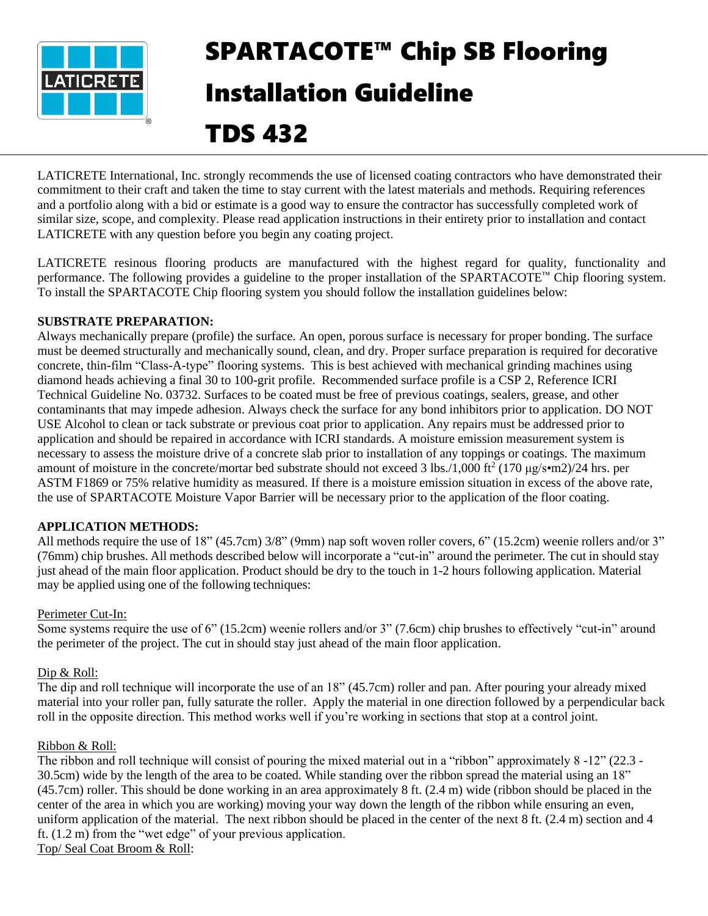# SPARTACOTE™ Chip SB Flooring Installation Guideline

# TDS 432

LATICRETE International, Inc. strongly recommends the use of licensed coating contractors who have demonstrated their commitment to their craft and taken the time to stay current with the latest materials and methods. Requiring references and a portfolio along with a bid or estimate is a good way to ensure the contractor has successfully completed work of similar size, scope, and complexity. Please read application instructions in their entirety prior to installation and contact LATICRETE with any question before you begin any coating project.

LATICRETE resinous flooring products are manufactured with the highest regard for quality, functionality and performance. The following provides a guideline to the proper installation of the SPARTACOTE™ Chip flooring system. To install the SPARTACOTE Chip flooring system you should follow the installation guidelines below:

**SUBSTRATE PREPARATION:**

Always mechanically prepare (profile) the surface. An open, porous surface is necessary for proper bonding. The surface must be deemed structurally and mechanically sound, clean, and dry. Proper surface preparation is required for decorative concrete, thin-film "Class-A-type" flooring systems. This is best achieved with mechanical grinding machines using diamond heads achieving a final 30 to 100-grit profile. Recommended surface profile is a CSP 2, Reference ICRI Technical Guideline No. 03732. Surfaces to be coated must be free of previous coatings, sealers, grease, and other contaminants that may impede adhesion. Always check the surface for any bond inhibitors prior to application. DO NOT USE Alcohol to clean or tack substrate or previous coat prior to application. Any repairs must be addressed prior to application and should be repaired in accordance with ICRI standards. A moisture emission measurement system is necessary to assess the moisture drive of a concrete slab prior to installation of any toppings or coatings. The maximum amount of moisture in the concrete/mortar bed substrate should not exceed 3 lbs./1,000 ft$^2$ (170 µg/s•m2)/24 hrs. per ASTM F1869 or 75% relative humidity as measured. If there is a moisture emission situation in excess of the above rate, the use of SPARTACOTE Moisture Vapor Barrier will be necessary prior to the application of the floor coating.

**APPLICATION METHODS:**

All methods require the use of 18" (45.7cm) 3/8" (9mm) nap soft woven roller covers, 6" (15.2cm) weenie rollers and/or 3" (76mm) chip brushes. All methods described below will incorporate a "cut-in" around the perimeter. The cut in should stay just ahead of the main floor application. Product should be dry to the touch in 1-2 hours following application. Material may be applied using one of the following techniques:

Perimeter Cut-In:

Some systems require the use of 6" (15.2cm) weenie rollers and/or 3" (7.6cm) chip brushes to effectively "cut-in" around the perimeter of the project. The cut in should stay just ahead of the main floor application.

Dip & Roll:

The dip and roll technique will incorporate the use of an 18" (45.7cm) roller and pan. After pouring your already mixed material into your roller pan, fully saturate the roller. Apply the material in one direction followed by a perpendicular back roll in the opposite direction. This method works well if you're working in sections that stop at a control joint.

Ribbon & Roll:

The ribbon and roll technique will consist of pouring the mixed material out in a "ribbon" approximately 8 -12" (22.3 - 30.5cm) wide by the length of the area to be coated. While standing over the ribbon spread the material using an 18" (45.7cm) roller. This should be done working in an area approximately 8 ft. (2.4 m) wide (ribbon should be placed in the center of the area in which you are working) moving your way down the length of the ribbon while ensuring an even, uniform application of the material. The next ribbon should be placed in the center of the next 8 ft. (2.4 m) section and 4 ft. (1.2 m) from the "wet edge" of your previous application.

Top/ Seal Coat Broom & Roll: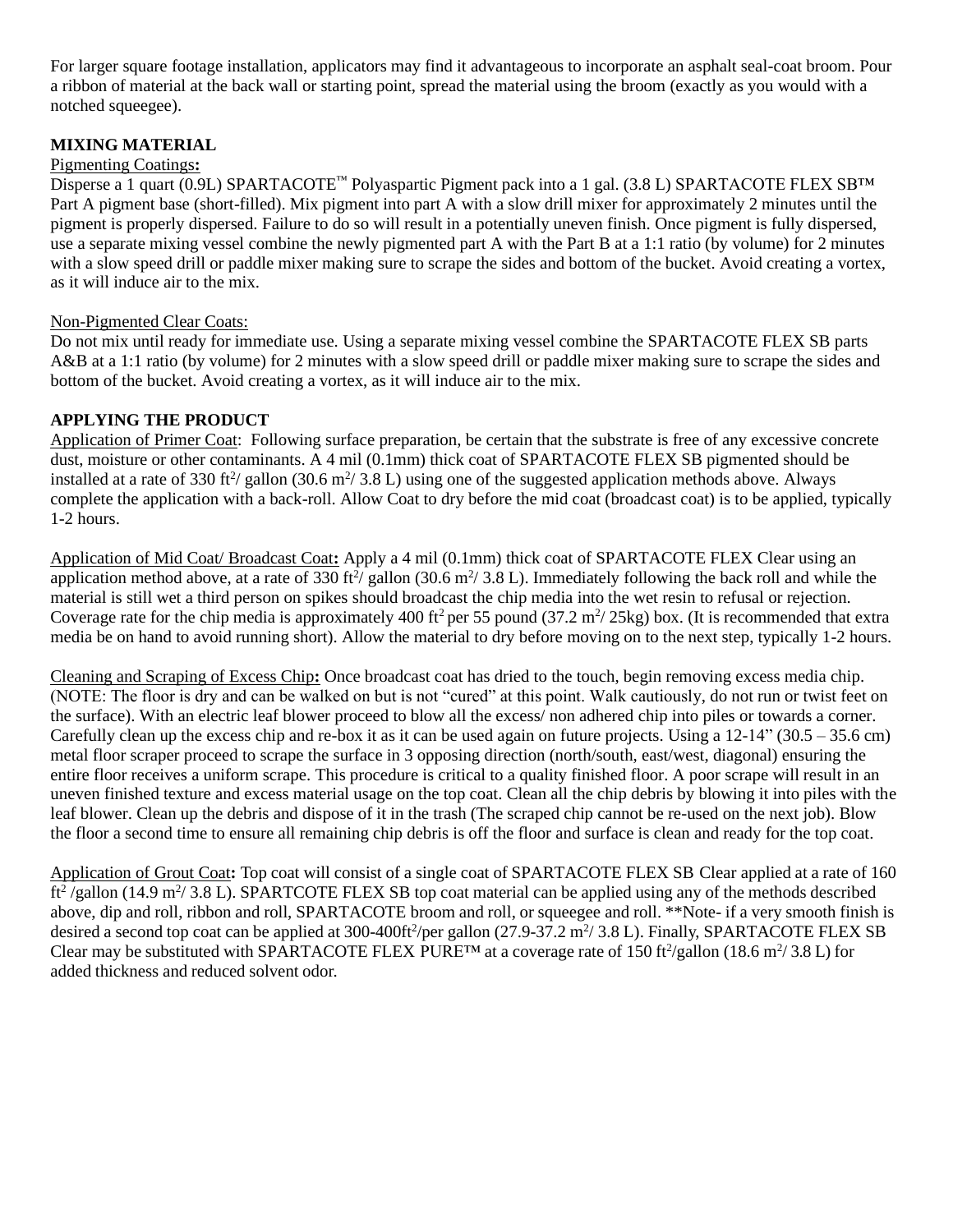For larger square footage installation, applicators may find it advantageous to incorporate an asphalt seal-coat broom. Pour a ribbon of material at the back wall or starting point, spread the material using the broom (exactly as you would with a notched squeegee).

## MIXING MATERIAL

Pigmenting Coatings**:**

Disperse a 1 quart (0.9L) SPARTACOTE™ Polyaspartic Pigment pack into a 1 gal. (3.8 L) SPARTACOTE FLEX SB™ Part A pigment base (short-filled). Mix pigment into part A with a slow drill mixer for approximately 2 minutes until the pigment is properly dispersed. Failure to do so will result in a potentially uneven finish. Once pigment is fully dispersed, use a separate mixing vessel combine the newly pigmented part A with the Part B at a 1:1 ratio (by volume) for 2 minutes with a slow speed drill or paddle mixer making sure to scrape the sides and bottom of the bucket. Avoid creating a vortex, as it will induce air to the mix.

Non-Pigmented Clear Coats:

Do not mix until ready for immediate use. Using a separate mixing vessel combine the SPARTACOTE FLEX SB parts A&B at a 1:1 ratio (by volume) for 2 minutes with a slow speed drill or paddle mixer making sure to scrape the sides and bottom of the bucket. Avoid creating a vortex, as it will induce air to the mix.

## APPLYING THE PRODUCT

Application of Primer Coat: Following surface preparation, be certain that the substrate is free of any excessive concrete dust, moisture or other contaminants. A 4 mil (0.1mm) thick coat of SPARTACOTE FLEX SB pigmented should be installed at a rate of 330 $ft^2$/ gallon (30.6 $m^2$/ 3.8 L) using one of the suggested application methods above. Always complete the application with a back-roll. Allow Coat to dry before the mid coat (broadcast coat) is to be applied, typically 1-2 hours.

Application of Mid Coat/ Broadcast Coat**:** Apply a 4 mil (0.1mm) thick coat of SPARTACOTE FLEX Clear using an application method above, at a rate of 330 $ft^2$/ gallon (30.6 $m^2$/ 3.8 L). Immediately following the back roll and while the material is still wet a third person on spikes should broadcast the chip media into the wet resin to refusal or rejection. Coverage rate for the chip media is approximately 400 $ft^2$ per 55 pound (37.2 $m^2$/ 25kg) box. (It is recommended that extra media be on hand to avoid running short). Allow the material to dry before moving on to the next step, typically 1-2 hours.

Cleaning and Scraping of Excess Chip**:** Once broadcast coat has dried to the touch, begin removing excess media chip. (NOTE: The floor is dry and can be walked on but is not "cured" at this point. Walk cautiously, do not run or twist feet on the surface). With an electric leaf blower proceed to blow all the excess/ non adhered chip into piles or towards a corner. Carefully clean up the excess chip and re-box it as it can be used again on future projects. Using a 12-14" (30.5 – 35.6 cm) metal floor scraper proceed to scrape the surface in 3 opposing direction (north/south, east/west, diagonal) ensuring the entire floor receives a uniform scrape. This procedure is critical to a quality finished floor. A poor scrape will result in an uneven finished texture and excess material usage on the top coat. Clean all the chip debris by blowing it into piles with the leaf blower. Clean up the debris and dispose of it in the trash (The scraped chip cannot be re-used on the next job). Blow the floor a second time to ensure all remaining chip debris is off the floor and surface is clean and ready for the top coat.

Application of Grout Coat**:** Top coat will consist of a single coat of SPARTACOTE FLEX SB Clear applied at a rate of 160 $ft^2$ /gallon (14.9 $m^2$/ 3.8 L). SPARTCOTE FLEX SB top coat material can be applied using any of the methods described above, dip and roll, ribbon and roll, SPARTACOTE broom and roll, or squeegee and roll. **Note- if a very smooth finish is desired a second top coat can be applied at 300-400$ft^2$/per gallon (27.9-37.2 $m^2$/ 3.8 L). Finally, SPARTACOTE FLEX SB Clear may be substituted with SPARTACOTE FLEX PURE™ at a coverage rate of 150 $ft^2$/gallon (18.6 $m^2$/ 3.8 L) for added thickness and reduced solvent odor.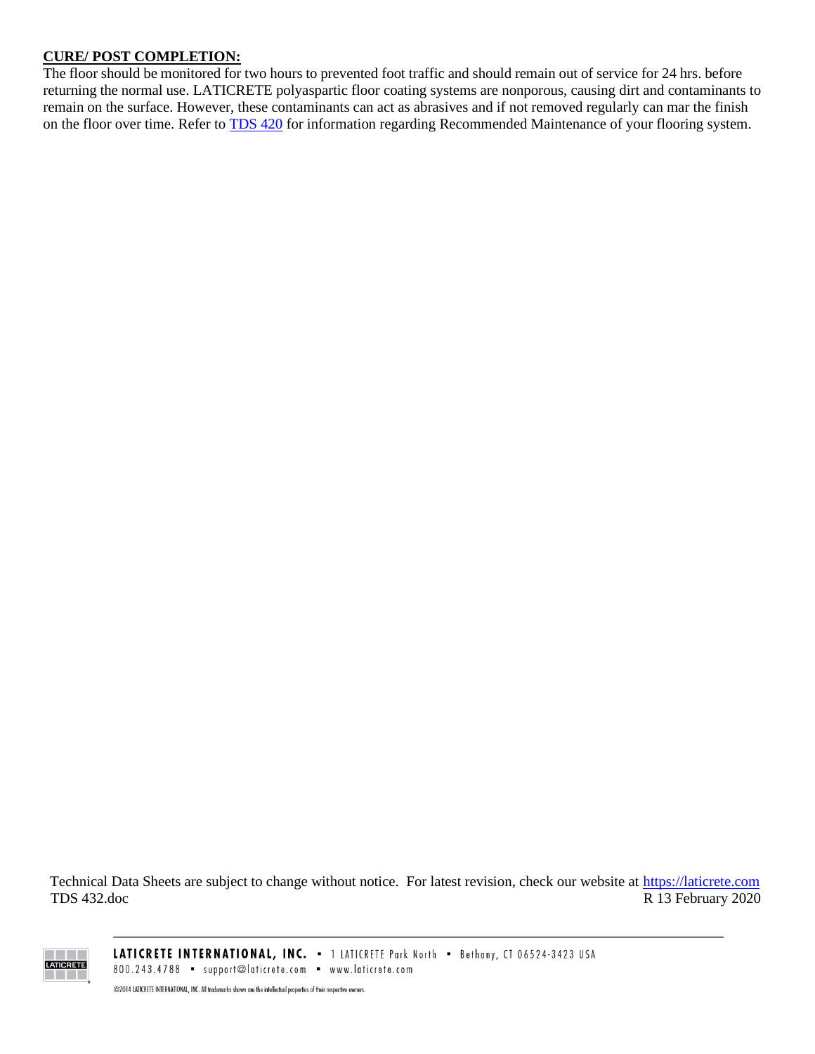**CURE/ POST COMPLETION:**

The floor should be monitored for two hours to prevented foot traffic and should remain out of service for 24 hrs. before returning the normal use. LATICRETE polyaspartic floor coating systems are nonporous, causing dirt and contaminants to remain on the surface. However, these contaminants can act as abrasives and if not removed regularly can mar the finish on the floor over time. Refer to TDS 420 for information regarding Recommended Maintenance of your flooring system.

Technical Data Sheets are subject to change without notice. For latest revision, check our website at https://laticrete.com

TDS 432.doc R 13 February 2020

**LATICRETE INTERNATIONAL, INC.** ▪ 1 LATICRETE Park North ▪ Bethany, CT 06524-3423 USA

800.243.4788 ▪ support@laticrete.com ▪ www.laticrete.com

©2014 LATICRETE INTERNATIONAL, INC. All trademarks shown are the intellectual properties of their respective owners.